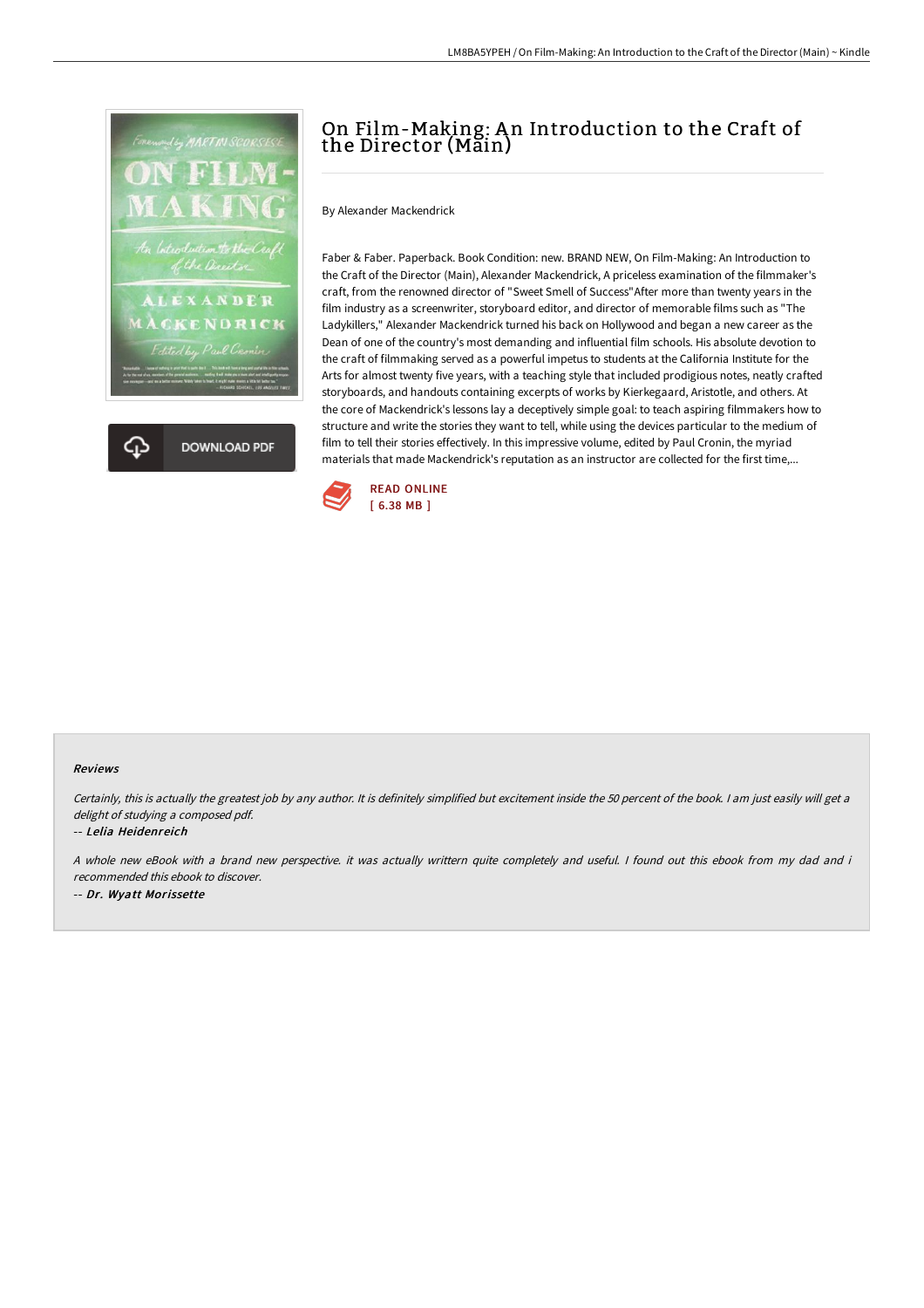# On Film-Making: An Introduction to the Craft of the Director (Main)

By Alexander Mackendrick

Faber & Faber. Paperback. Book Condition: new. BRAND NEW, On Film-Making: An Introduction to the Craft of the Director (Main), Alexander Mackendrick, A priceless examination of the filmmaker's craft, from the renowned director of "Sweet Smell of Success"After more than twenty years in the film industry as a screenwriter, storyboard editor, and director of memorable films such as "The Ladykillers," Alexander Mackendrick turned his back on Hollywood and began a new career as the Dean of one of the country's most demanding and influential film schools. His absolute devotion to the craft of filmmaking served as a powerful impetus to students at the California Institute for the Arts for almost twenty five years, with a teaching style that included prodigious notes, neatly crafted storyboards, and handouts containing excerpts of works by Kierkegaard, Aristotle, and others. At the core of Mackendrick's lessons lay a deceptively simple goal: to teach aspiring filmmakers how to structure and write the stories they want to tell, while using the devices particular to the medium of film to tell their stories effectively. In this impressive volume, edited by Paul Cronin, the myriad materials that made Mackendrick's reputation as an instructor are collected for the first time,...

READ ONLINE
[ 6.38 MB ]

DOWNLOAD PDF

### Reviews

*Certainly, this is actually the greatest job by any author. It is definitely simplified but excitement inside the 50 percent of the book. I am just easily will get a delight of studying a composed pdf.*

-- *Lelia Heidenreich*

*A whole new eBook with a brand new perspective. it was actually writtern quite completely and useful. I found out this ebook from my dad and i recommended this ebook to discover.*

-- *Dr. Wyatt Morissette*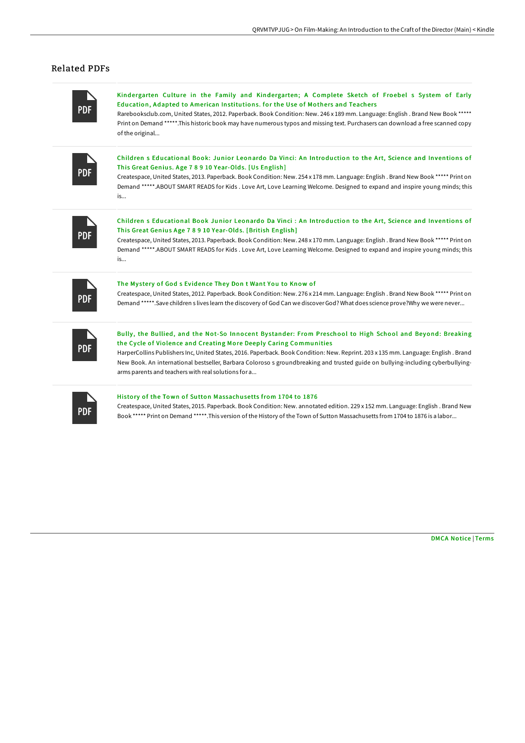## Related PDFs

**Kindergarten Culture in the Family and Kindergarten; A Complete Sketch of Froebel s System of Early Education, Adapted to American Institutions. for the Use of Mothers and Teachers**

Rarebooksclub.com, United States, 2012. Paperback. Book Condition: New. 246 x 189 mm. Language: English . Brand New Book ***** Print on Demand *****.This historic book may have numerous typos and missing text. Purchasers can download a free scanned copy of the original...

**Children s Educational Book: Junior Leonardo Da Vinci: An Introduction to the Art, Science and Inventions of This Great Genius. Age 7 8 9 10 Year-Olds. [Us English]**

Createspace, United States, 2013. Paperback. Book Condition: New. 254 x 178 mm. Language: English . Brand New Book ***** Print on Demand *****.ABOUT SMART READS for Kids . Love Art, Love Learning Welcome. Designed to expand and inspire young minds; this is...

**Children s Educational Book Junior Leonardo Da Vinci : An Introduction to the Art, Science and Inventions of This Great Genius Age 7 8 9 10 Year-Olds. [British English]**

Createspace, United States, 2013. Paperback. Book Condition: New. 248 x 170 mm. Language: English . Brand New Book ***** Print on Demand *****.ABOUT SMART READS for Kids . Love Art, Love Learning Welcome. Designed to expand and inspire young minds; this is...

**The Mystery of God s Evidence They Don t Want You to Know of**

Createspace, United States, 2012. Paperback. Book Condition: New. 276 x 214 mm. Language: English . Brand New Book ***** Print on Demand *****.Save children s lives learn the discovery of God Can we discover God? What does science prove?Why we were never...

**Bully, the Bullied, and the Not-So Innocent Bystander: From Preschool to High School and Beyond: Breaking the Cycle of Violence and Creating More Deeply Caring Communities**

HarperCollins Publishers Inc, United States, 2016. Paperback. Book Condition: New. Reprint. 203 x 135 mm. Language: English . Brand New Book. An international bestseller, Barbara Coloroso s groundbreaking and trusted guide on bullying-including cyberbullying-arms parents and teachers with real solutions for a...

**History of the Town of Sutton Massachusetts from 1704 to 1876**

Createspace, United States, 2015. Paperback. Book Condition: New. annotated edition. 229 x 152 mm. Language: English . Brand New Book ***** Print on Demand *****.This version of the History of the Town of Sutton Massachusetts from 1704 to 1876 is a labor...